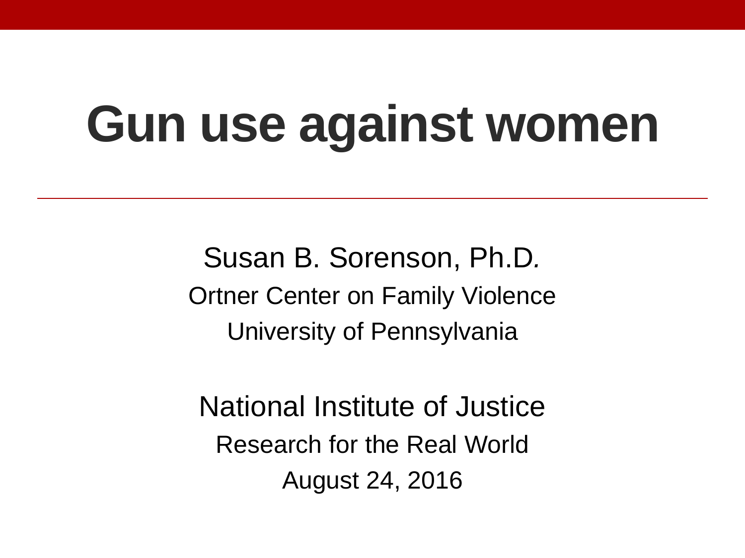# Gun use against women

Susan B. Sorenson, Ph.D.

Ortner Center on Family Violence

University of Pennsylvania

National Institute of Justice

Research for the Real World

August 24, 2016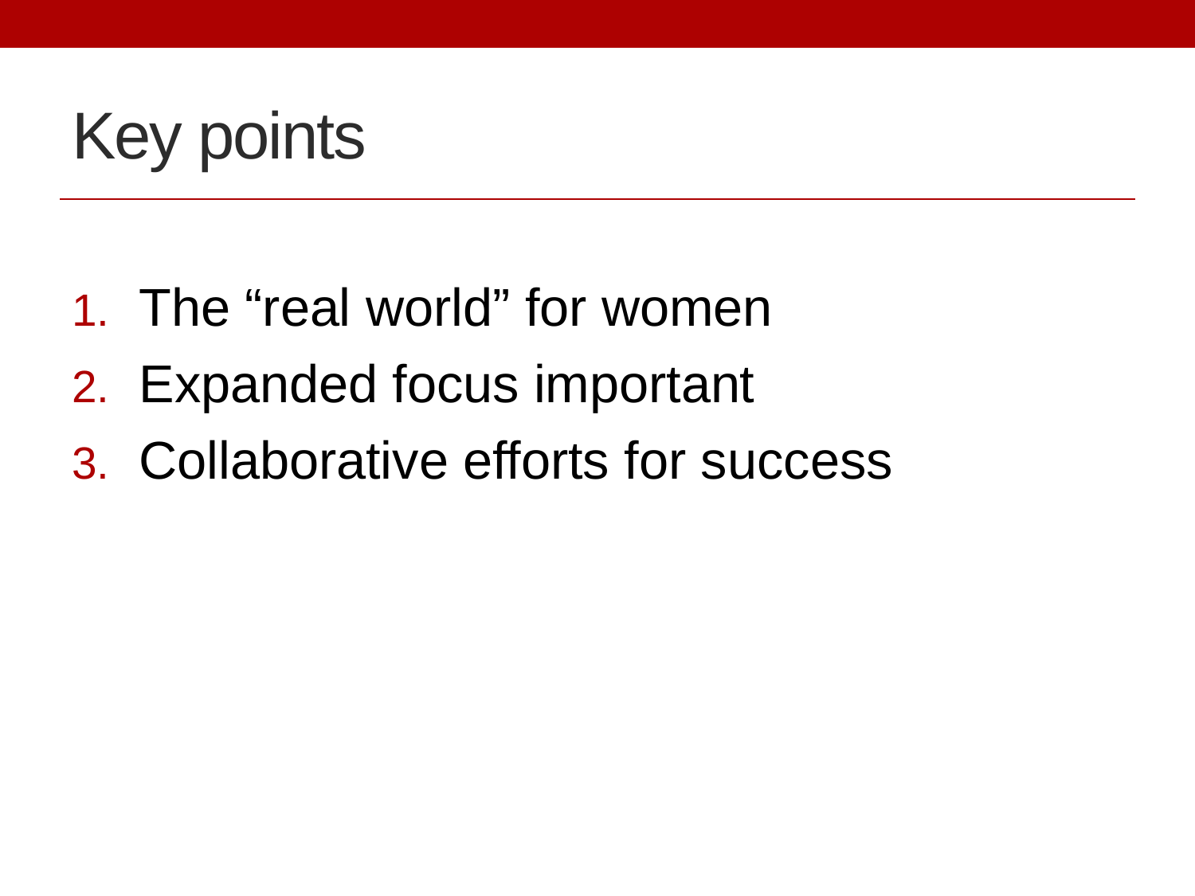# Key points

1. The “real world” for women
2. Expanded focus important
3. Collaborative efforts for success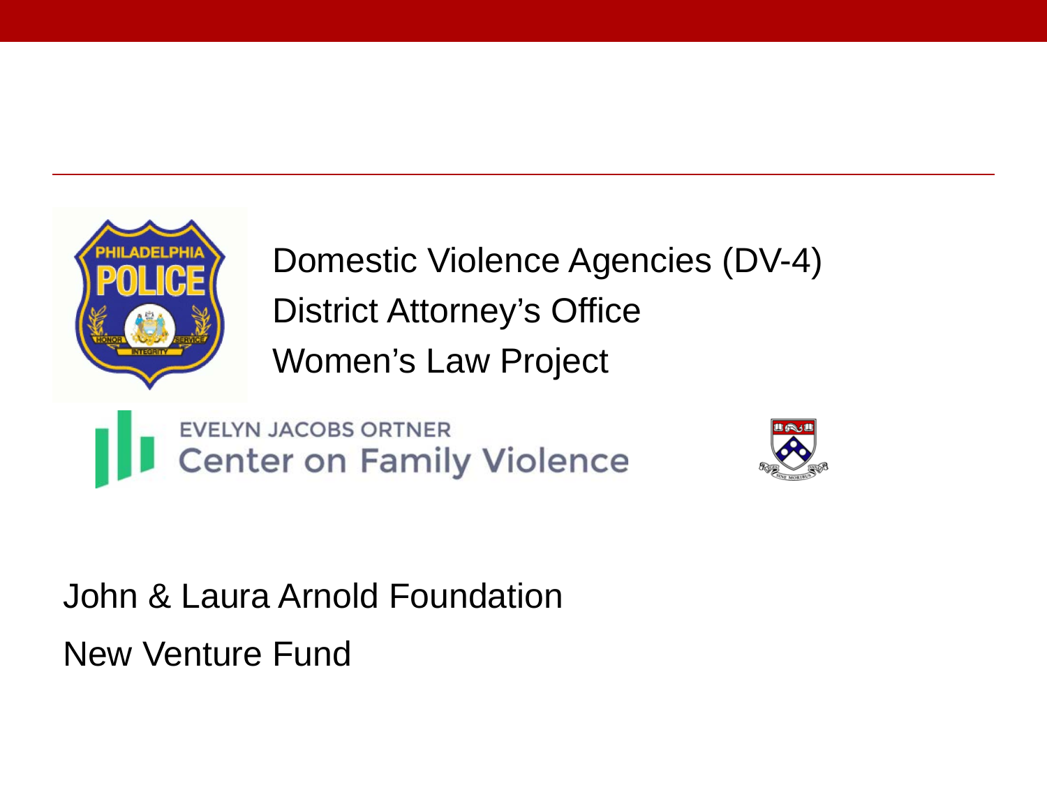Domestic Violence Agencies (DV-4)

District Attorney's Office

Women's Law Project

EVELYN JACOBS ORTNER

Center on Family Violence

John & Laura Arnold Foundation

New Venture Fund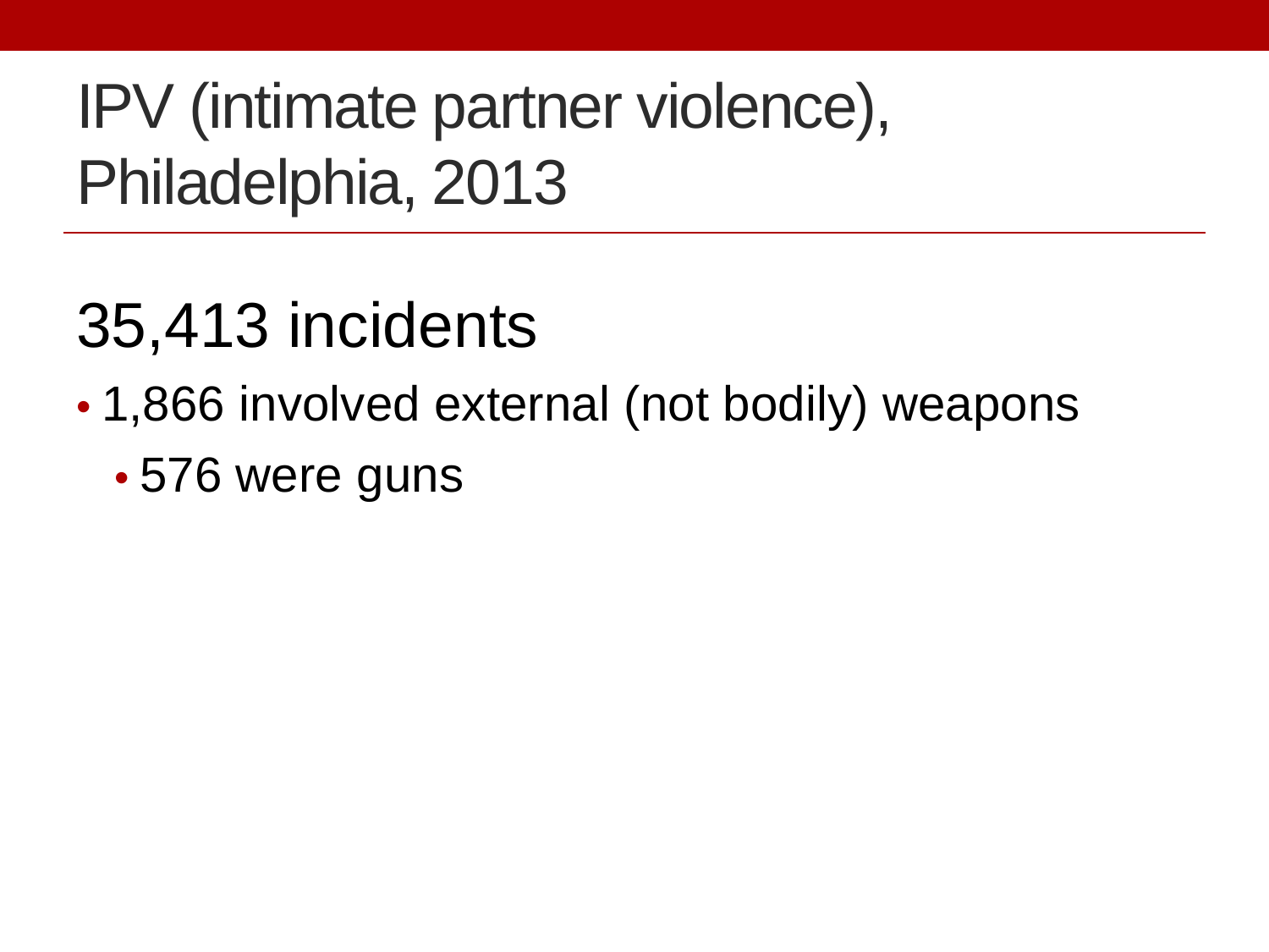# IPV (intimate partner violence), Philadelphia, 2013

## 35,413 incidents

- 1,866 involved external (not bodily) weapons
  - 576 were guns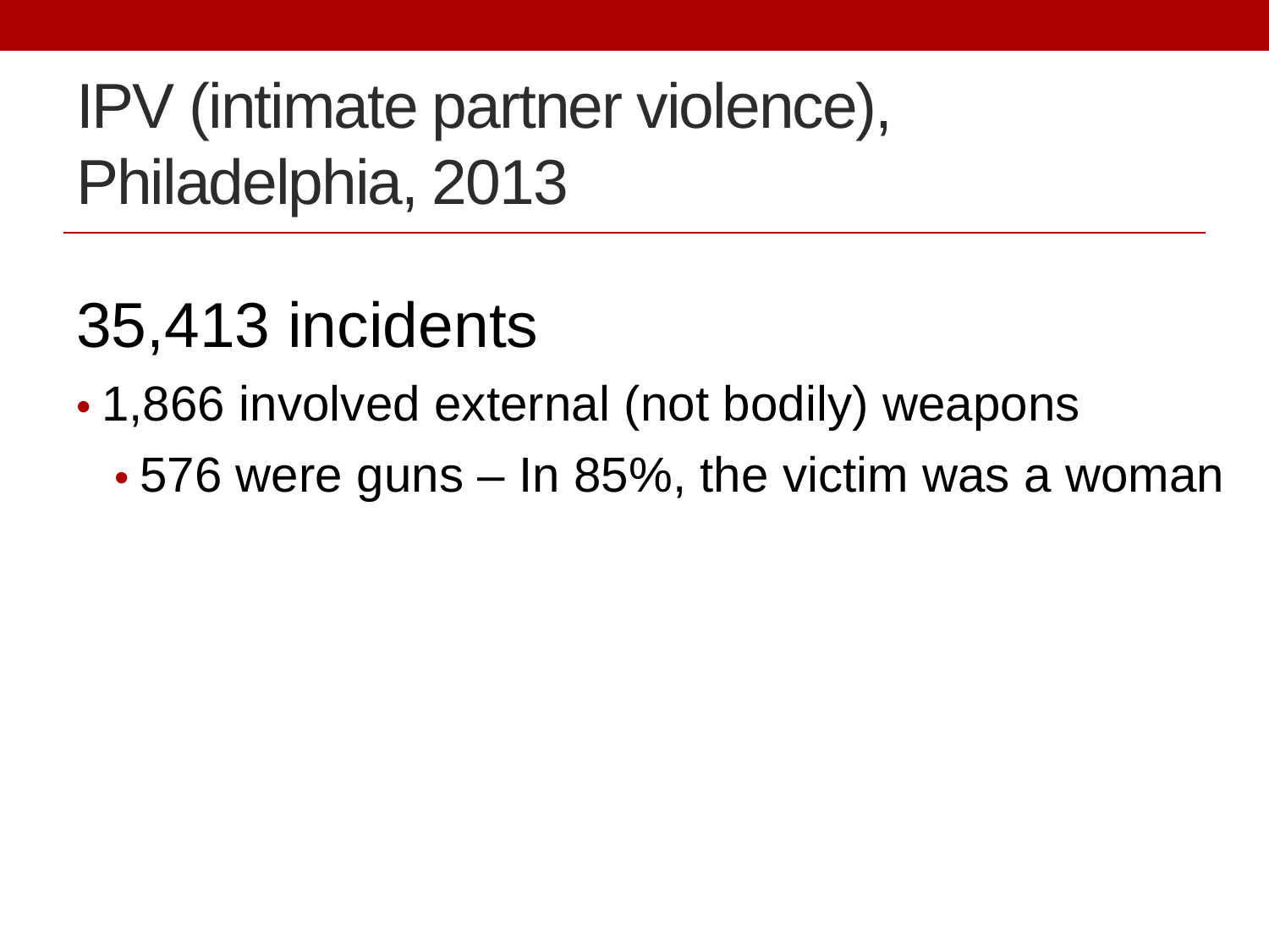# IPV (intimate partner violence), Philadelphia, 2013

## 35,413 incidents

- 1,866 involved external (not bodily) weapons
  - 576 were guns – In 85%, the victim was a woman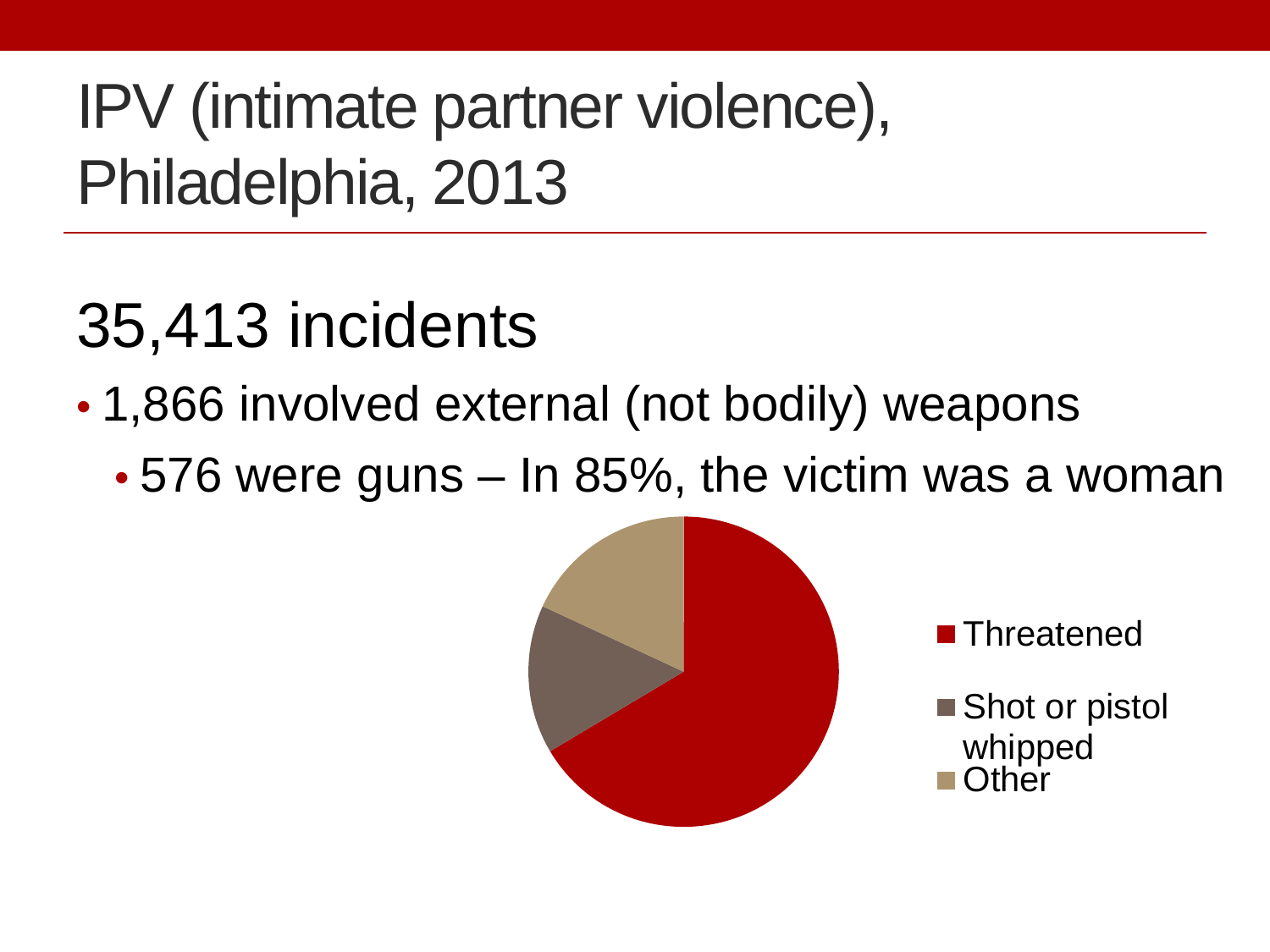# IPV (intimate partner violence), Philadelphia, 2013

## 35,413 incidents

- 1,866 involved external (not bodily) weapons
  - 576 were guns – In 85%, the victim was a woman

Threatened

Shot or pistol whipped

Other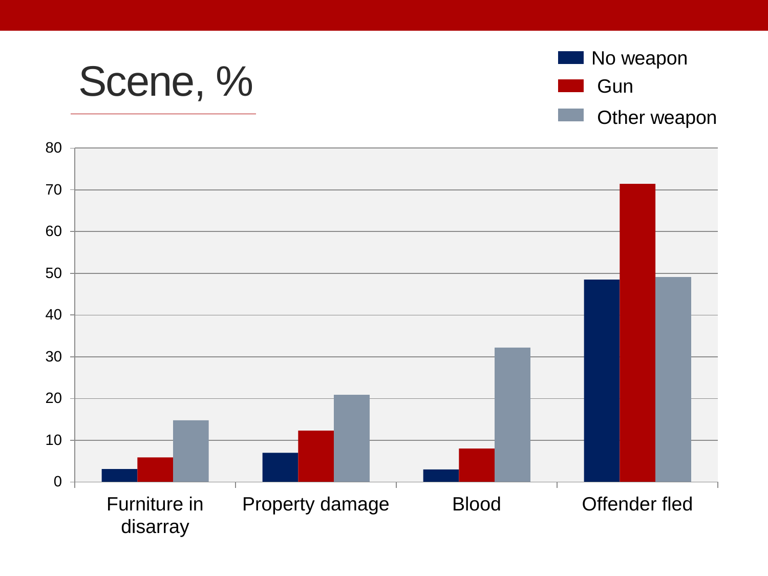# Scene, %

No weapon | Gun | Other weapon

80
70
60
50
40
30
20
10
0

Furniture in disarray | Property damage | Blood | Offender fled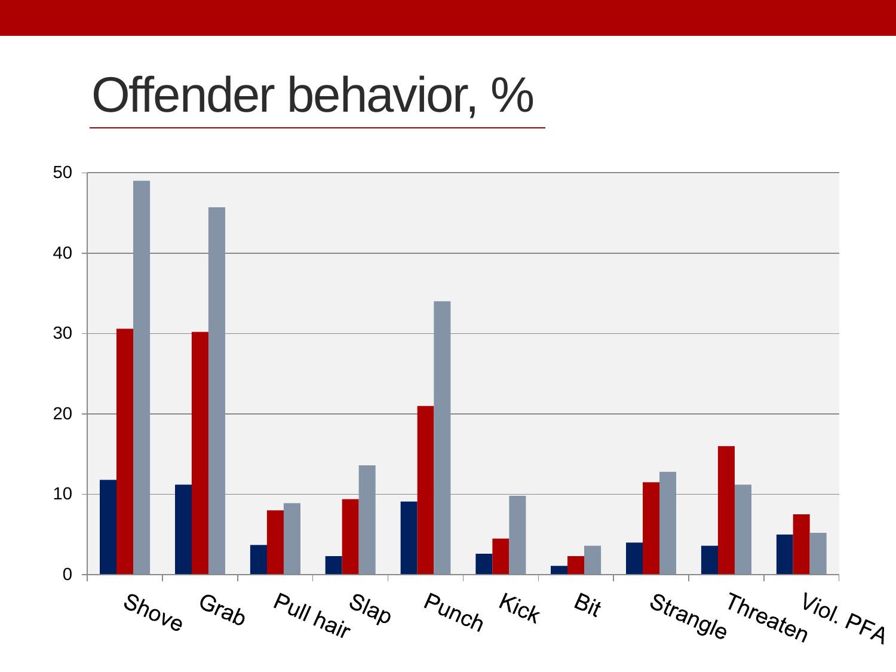# Offender behavior, %

| | Series 1 (navy) | Series 2 (red) | Series 3 (gray) |
|---|---|---|---|
| Shove | 11.8 | 30.6 | 49 |
| Grab | 11.2 | 30.2 | 45.7 |
| Pull hair | 3.7 | 8 | 8.9 |
| Slap | 2.3 | 9.4 | 13.6 |
| Punch | 9.1 | 21 | 34 |
| Kick | 2.6 | 4.5 | 9.8 |
| Bit | 1.1 | 2.3 | 3.6 |
| Strangle | 4 | 11.5 | 12.8 |
| Threaten | 3.6 | 16 | 11.2 |
| Viol. PFA | 5 | 7.5 | 5.2 |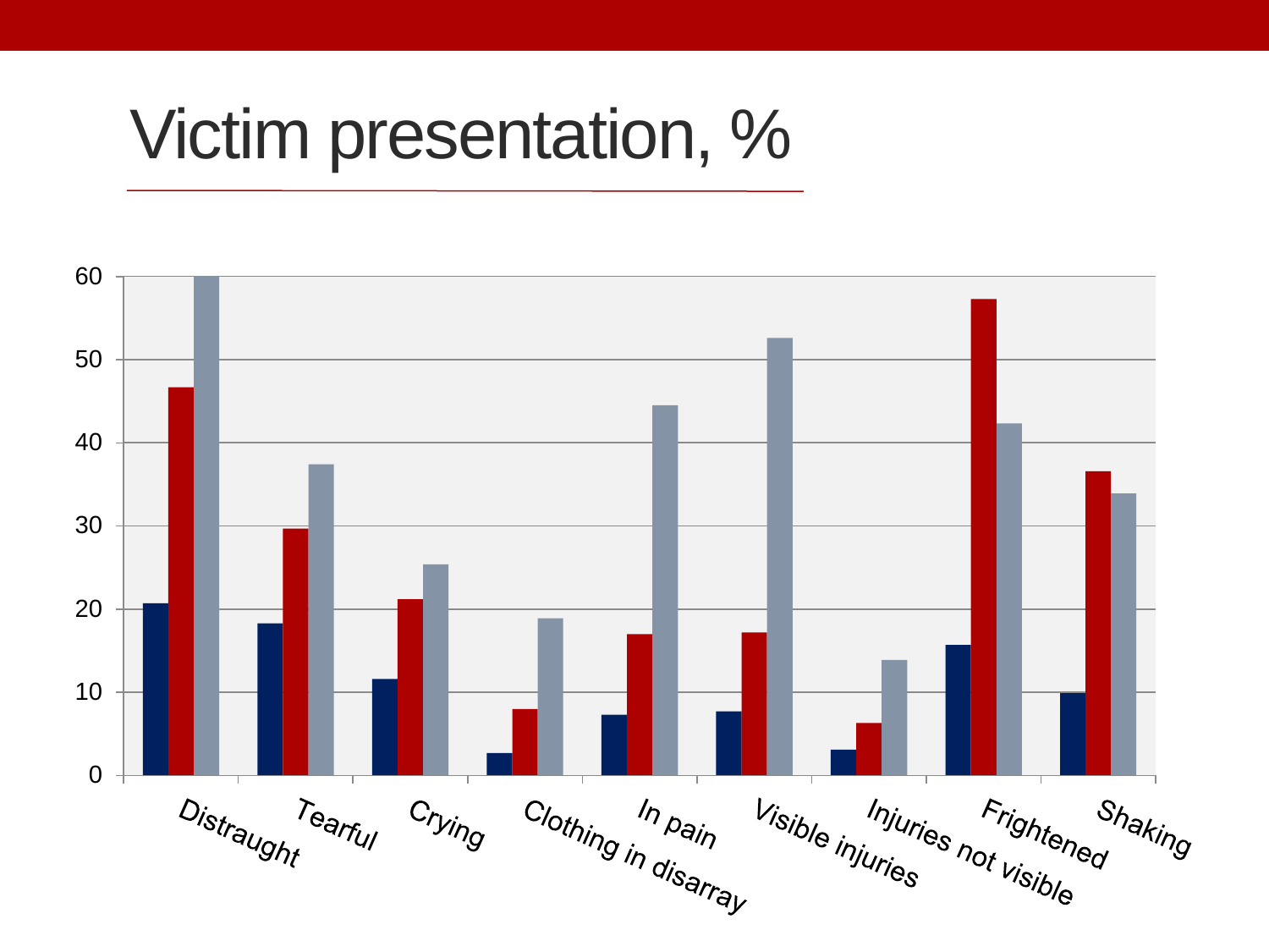# Victim presentation, %

60
50
40
30
20
10
0

Distraught
Tearful
Crying
Clothing in disarray
In pain
Visible injuries
Injuries not visible
Frightened
Shaking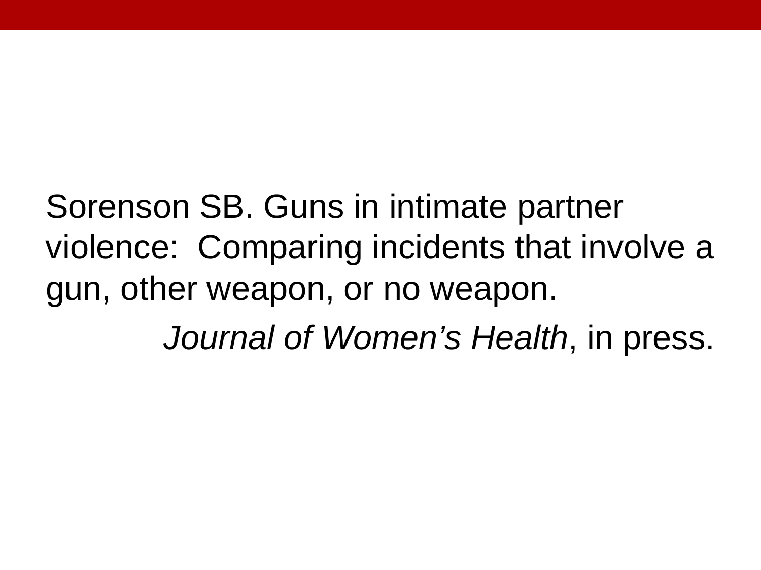Sorenson SB. Guns in intimate partner violence: Comparing incidents that involve a gun, other weapon, or no weapon.

*Journal of Women’s Health*, in press.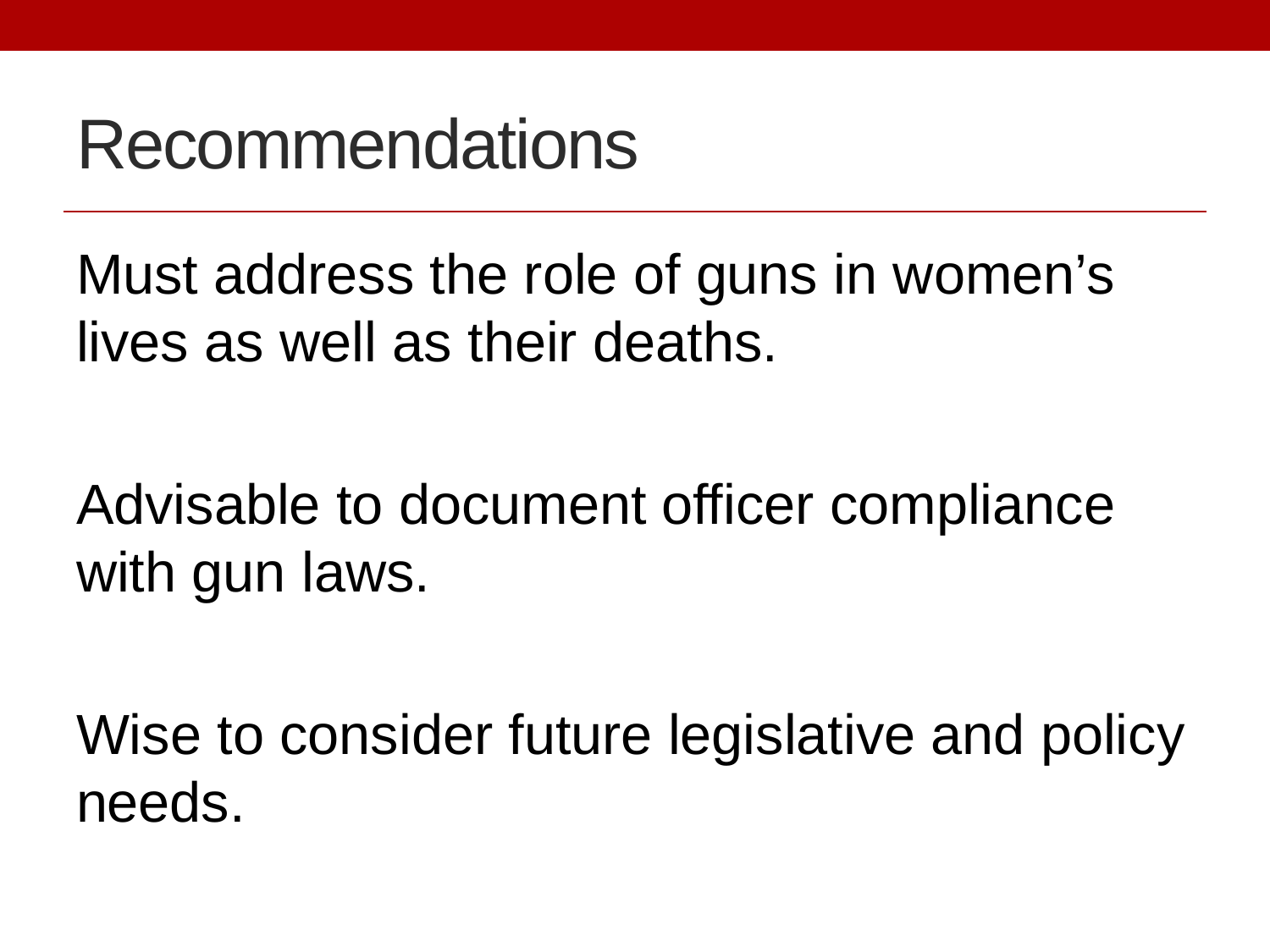# Recommendations

Must address the role of guns in women's lives as well as their deaths.

Advisable to document officer compliance with gun laws.

Wise to consider future legislative and policy needs.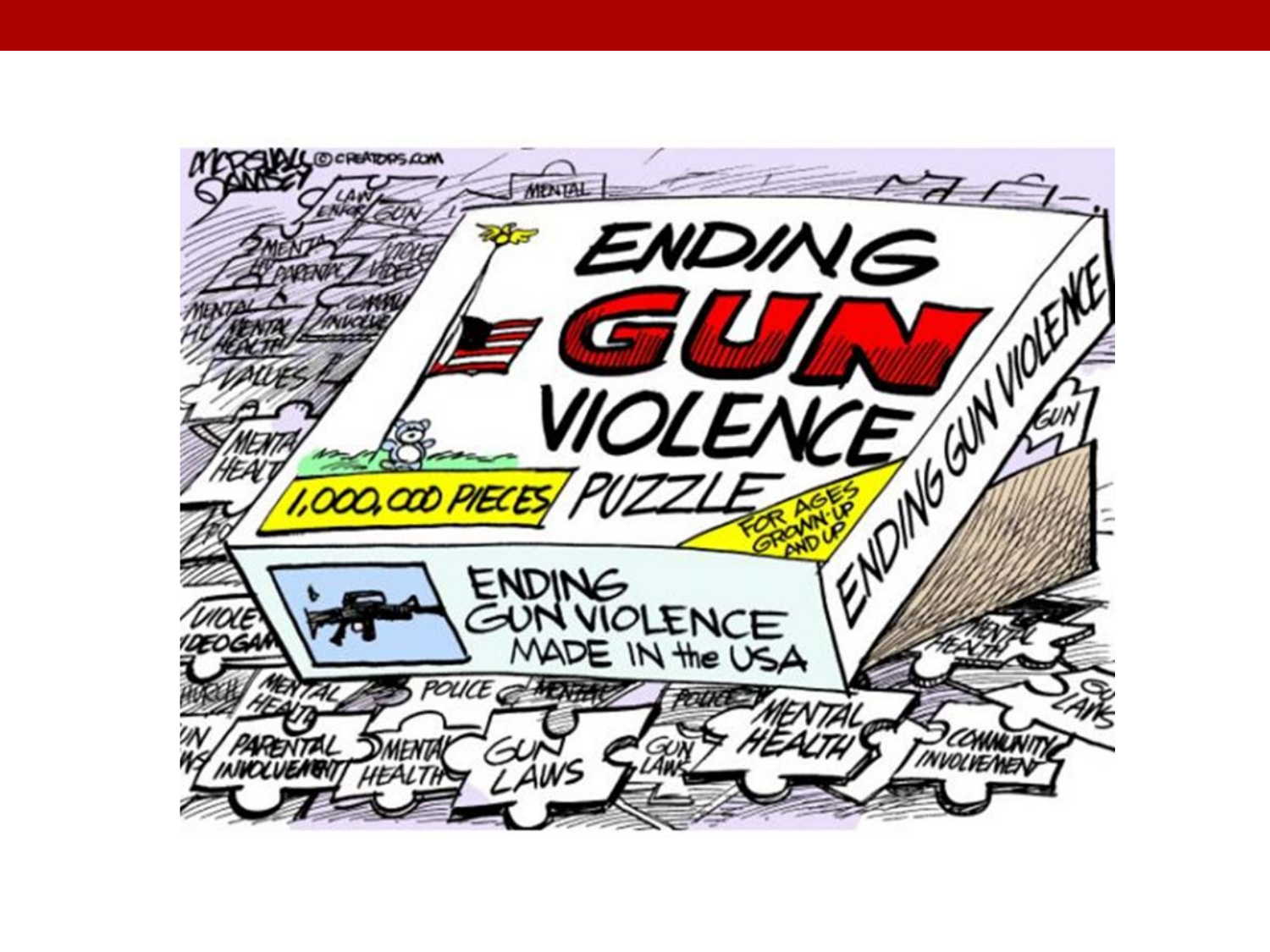ENDING GUN VIOLENCE PUZZLE

1,000,000 PIECES

FOR AGES GROWN-UP AND UP

ENDING GUN VIOLENCE

ENDING GUN VIOLENCE MADE IN the USA

MENTAL HEALTH

GUN LAWS

PARENTAL INVOLVEMENT

COMMUNITY INVOLVEMENT

POLICE

VALUES

MARSHALL RAMSEY © CREATORS.COM